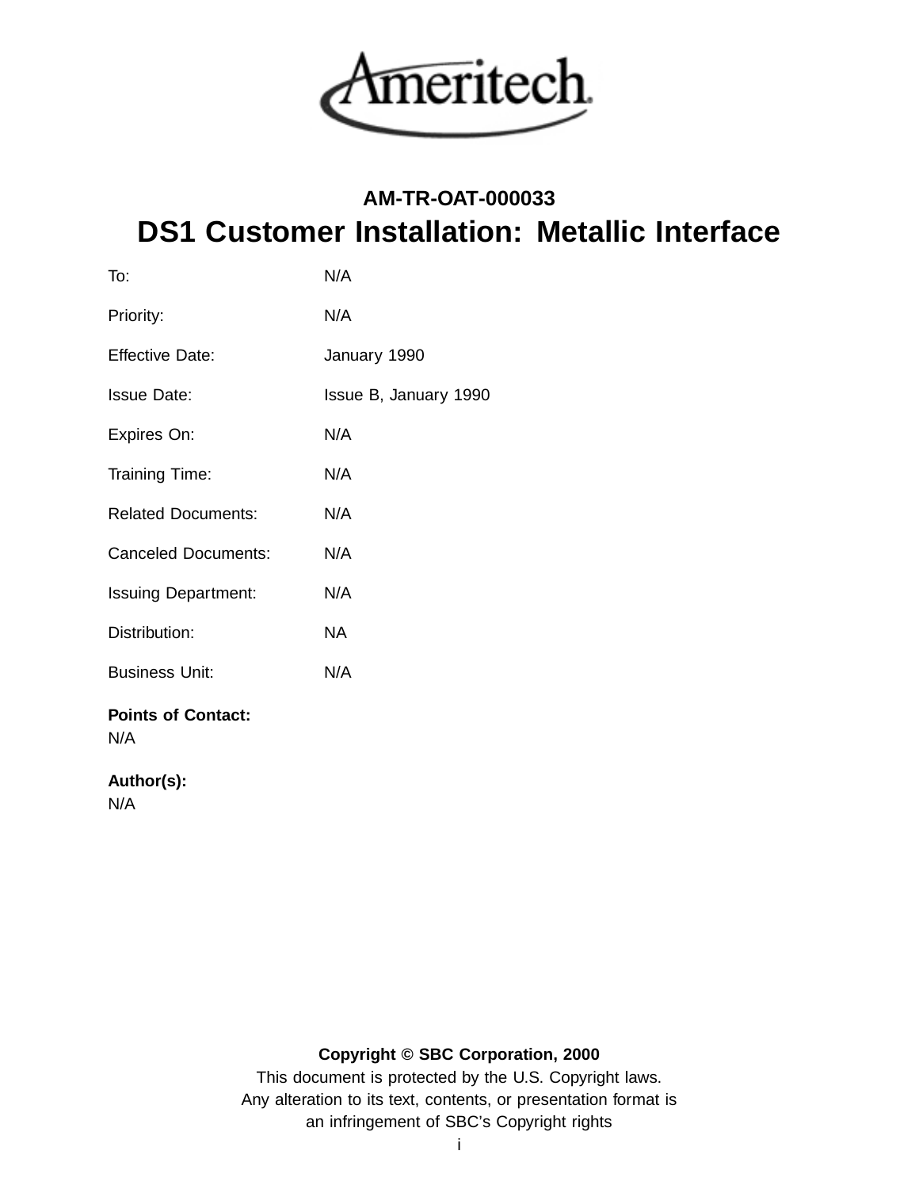Ameritech

**AM-TR-OAT-000033**

# DS1 Customer Installation: Metallic Interface

| | |
|---|---|
| To: | N/A |
| Priority: | N/A |
| Effective Date: | January 1990 |
| Issue Date: | Issue B, January 1990 |
| Expires On: | N/A |
| Training Time: | N/A |
| Related Documents: | N/A |
| Canceled Documents: | N/A |
| Issuing Department: | N/A |
| Distribution: | NA |
| Business Unit: | N/A |

**Points of Contact:**
N/A

**Author(s):**
N/A

**Copyright © SBC Corporation, 2000**
This document is protected by the U.S. Copyright laws.
Any alteration to its text, contents, or presentation format is
an infringement of SBC's Copyright rights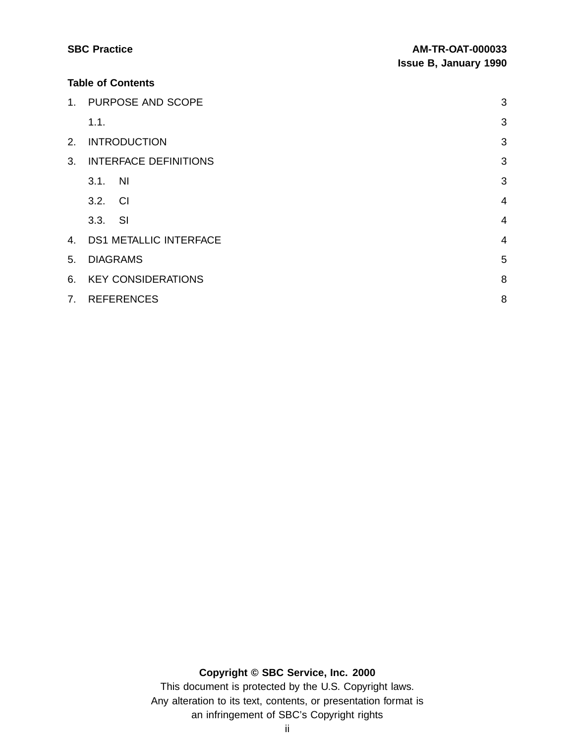**Table of Contents**

| | | |
|---|---|---|
| 1. | PURPOSE AND SCOPE | 3 |
| | 1.1. | 3 |
| 2. | INTRODUCTION | 3 |
| 3. | INTERFACE DEFINITIONS | 3 |
| | 3.1. NI | 3 |
| | 3.2. CI | 4 |
| | 3.3. SI | 4 |
| 4. | DS1 METALLIC INTERFACE | 4 |
| 5. | DIAGRAMS | 5 |
| 6. | KEY CONSIDERATIONS | 8 |
| 7. | REFERENCES | 8 |

**Copyright © SBC Service, Inc. 2000**

This document is protected by the U.S. Copyright laws.
Any alteration to its text, contents, or presentation format is an infringement of SBC's Copyright rights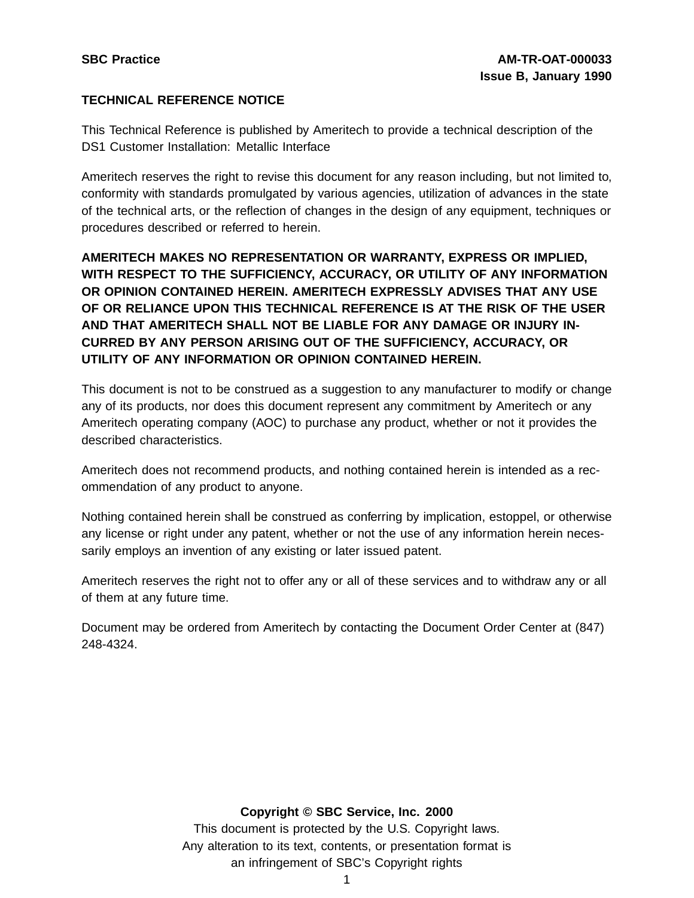**TECHNICAL REFERENCE NOTICE**

This Technical Reference is published by Ameritech to provide a technical description of the DS1 Customer Installation: Metallic Interface

Ameritech reserves the right to revise this document for any reason including, but not limited to, conformity with standards promulgated by various agencies, utilization of advances in the state of the technical arts, or the reflection of changes in the design of any equipment, techniques or procedures described or referred to herein.

**AMERITECH MAKES NO REPRESENTATION OR WARRANTY, EXPRESS OR IMPLIED, WITH RESPECT TO THE SUFFICIENCY, ACCURACY, OR UTILITY OF ANY INFORMATION OR OPINION CONTAINED HEREIN. AMERITECH EXPRESSLY ADVISES THAT ANY USE OF OR RELIANCE UPON THIS TECHNICAL REFERENCE IS AT THE RISK OF THE USER AND THAT AMERITECH SHALL NOT BE LIABLE FOR ANY DAMAGE OR INJURY INCURRED BY ANY PERSON ARISING OUT OF THE SUFFICIENCY, ACCURACY, OR UTILITY OF ANY INFORMATION OR OPINION CONTAINED HEREIN.**

This document is not to be construed as a suggestion to any manufacturer to modify or change any of its products, nor does this document represent any commitment by Ameritech or any Ameritech operating company (AOC) to purchase any product, whether or not it provides the described characteristics.

Ameritech does not recommend products, and nothing contained herein is intended as a recommendation of any product to anyone.

Nothing contained herein shall be construed as conferring by implication, estoppel, or otherwise any license or right under any patent, whether or not the use of any information herein necessarily employs an invention of any existing or later issued patent.

Ameritech reserves the right not to offer any or all of these services and to withdraw any or all of them at any future time.

Document may be ordered from Ameritech by contacting the Document Order Center at (847) 248-4324.

**Copyright © SBC Service, Inc. 2000**

This document is protected by the U.S. Copyright laws.
Any alteration to its text, contents, or presentation format is an infringement of SBC's Copyright rights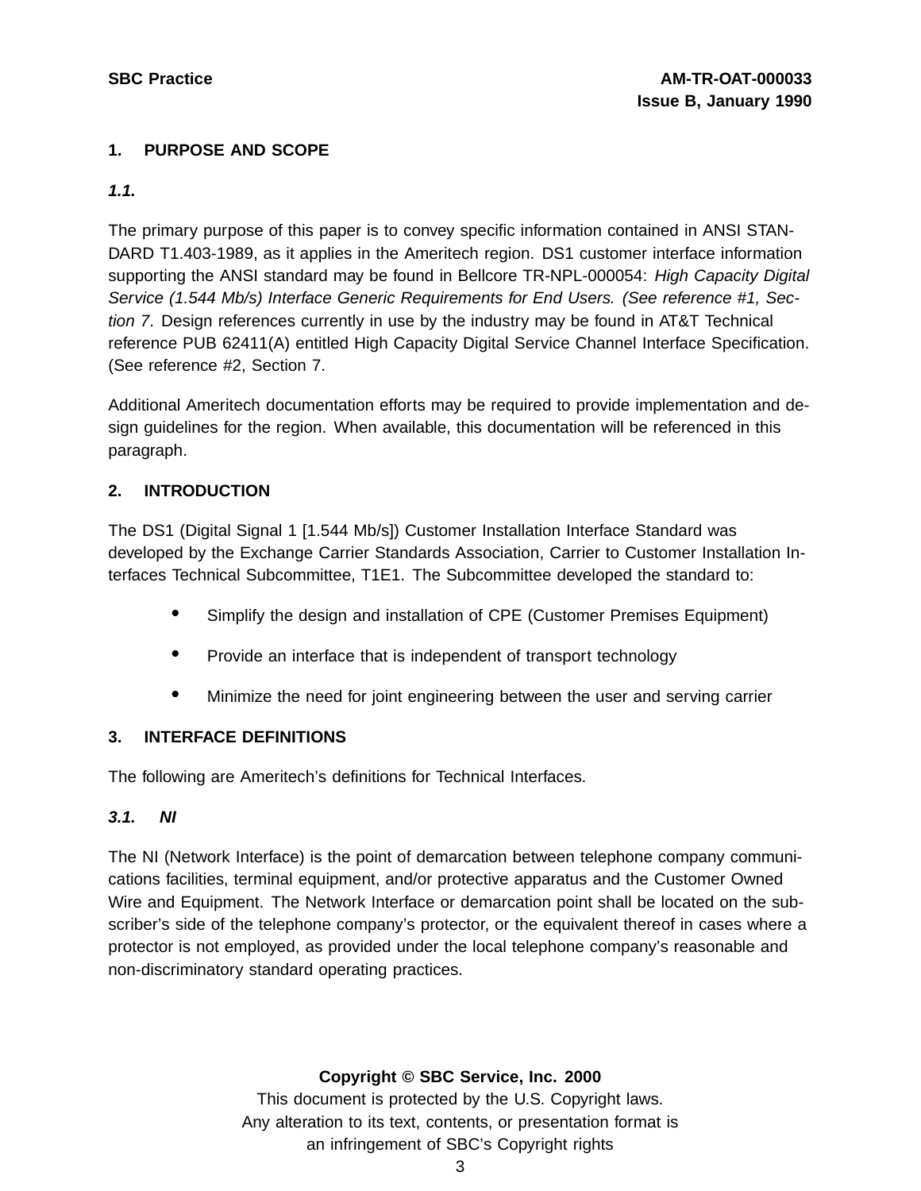## 1. PURPOSE AND SCOPE

### *1.1.*

The primary purpose of this paper is to convey specific information contained in ANSI STANDARD T1.403-1989, as it applies in the Ameritech region. DS1 customer interface information supporting the ANSI standard may be found in Bellcore TR-NPL-000054: *High Capacity Digital Service (1.544 Mb/s) Interface Generic Requirements for End Users. (See reference #1, Section 7.* Design references currently in use by the industry may be found in AT&T Technical reference PUB 62411(A) entitled High Capacity Digital Service Channel Interface Specification. (See reference #2, Section 7.

Additional Ameritech documentation efforts may be required to provide implementation and design guidelines for the region. When available, this documentation will be referenced in this paragraph.

## 2. INTRODUCTION

The DS1 (Digital Signal 1 [1.544 Mb/s]) Customer Installation Interface Standard was developed by the Exchange Carrier Standards Association, Carrier to Customer Installation Interfaces Technical Subcommittee, T1E1. The Subcommittee developed the standard to:

- Simplify the design and installation of CPE (Customer Premises Equipment)
- Provide an interface that is independent of transport technology
- Minimize the need for joint engineering between the user and serving carrier

## 3. INTERFACE DEFINITIONS

The following are Ameritech's definitions for Technical Interfaces.

### *3.1. NI*

The NI (Network Interface) is the point of demarcation between telephone company communications facilities, terminal equipment, and/or protective apparatus and the Customer Owned Wire and Equipment. The Network Interface or demarcation point shall be located on the subscriber's side of the telephone company's protector, or the equivalent thereof in cases where a protector is not employed, as provided under the local telephone company's reasonable and non-discriminatory standard operating practices.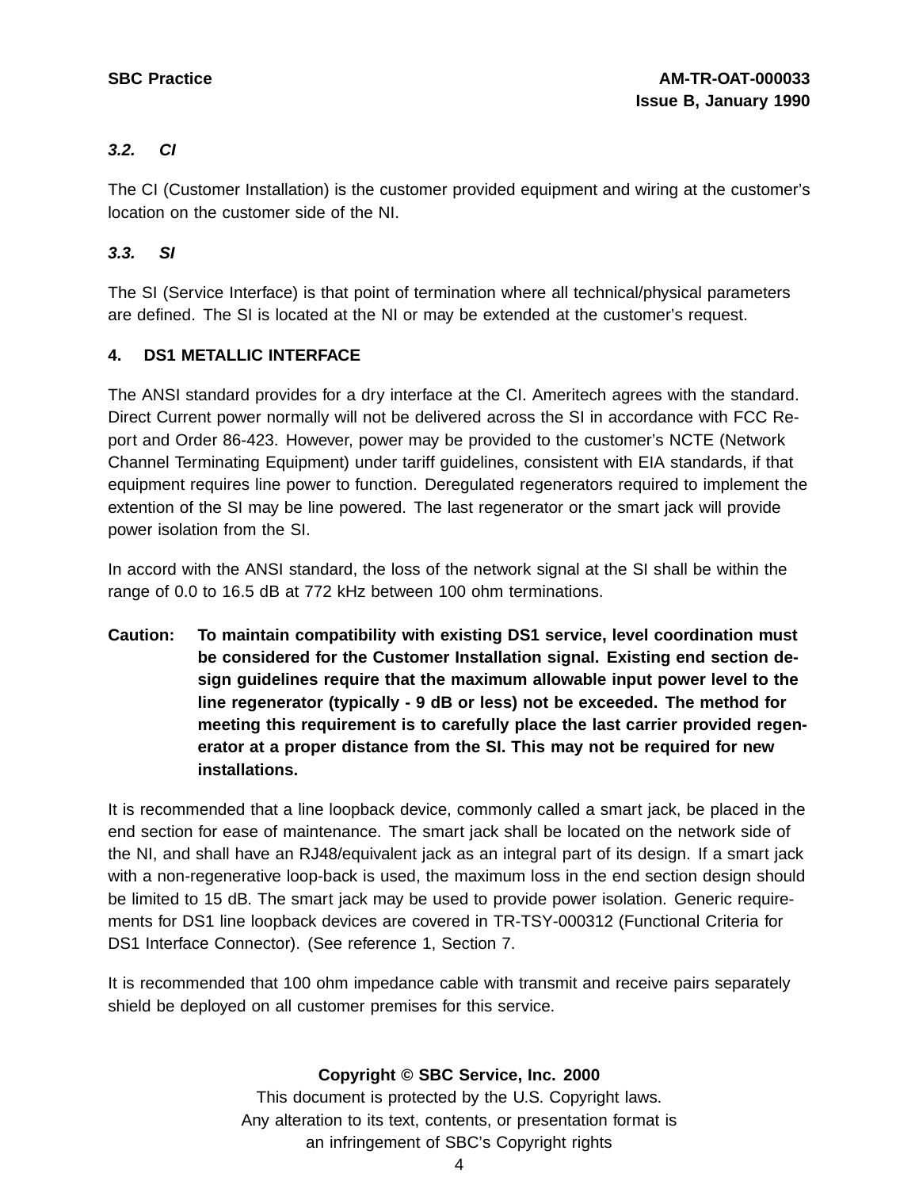### *3.2. CI*

The CI (Customer Installation) is the customer provided equipment and wiring at the customer's location on the customer side of the NI.

### *3.3. SI*

The SI (Service Interface) is that point of termination where all technical/physical parameters are defined. The SI is located at the NI or may be extended at the customer's request.

## 4. DS1 METALLIC INTERFACE

The ANSI standard provides for a dry interface at the CI. Ameritech agrees with the standard. Direct Current power normally will not be delivered across the SI in accordance with FCC Report and Order 86-423. However, power may be provided to the customer's NCTE (Network Channel Terminating Equipment) under tariff guidelines, consistent with EIA standards, if that equipment requires line power to function. Deregulated regenerators required to implement the extention of the SI may be line powered. The last regenerator or the smart jack will provide power isolation from the SI.

In accord with the ANSI standard, the loss of the network signal at the SI shall be within the range of 0.0 to 16.5 dB at 772 kHz between 100 ohm terminations.

**Caution: To maintain compatibility with existing DS1 service, level coordination must be considered for the Customer Installation signal. Existing end section design guidelines require that the maximum allowable input power level to the line regenerator (typically - 9 dB or less) not be exceeded. The method for meeting this requirement is to carefully place the last carrier provided regenerator at a proper distance from the SI. This may not be required for new installations.**

It is recommended that a line loopback device, commonly called a smart jack, be placed in the end section for ease of maintenance. The smart jack shall be located on the network side of the NI, and shall have an RJ48/equivalent jack as an integral part of its design. If a smart jack with a non-regenerative loop-back is used, the maximum loss in the end section design should be limited to 15 dB. The smart jack may be used to provide power isolation. Generic requirements for DS1 line loopback devices are covered in TR-TSY-000312 (Functional Criteria for DS1 Interface Connector). (See reference 1, Section 7.

It is recommended that 100 ohm impedance cable with transmit and receive pairs separately shield be deployed on all customer premises for this service.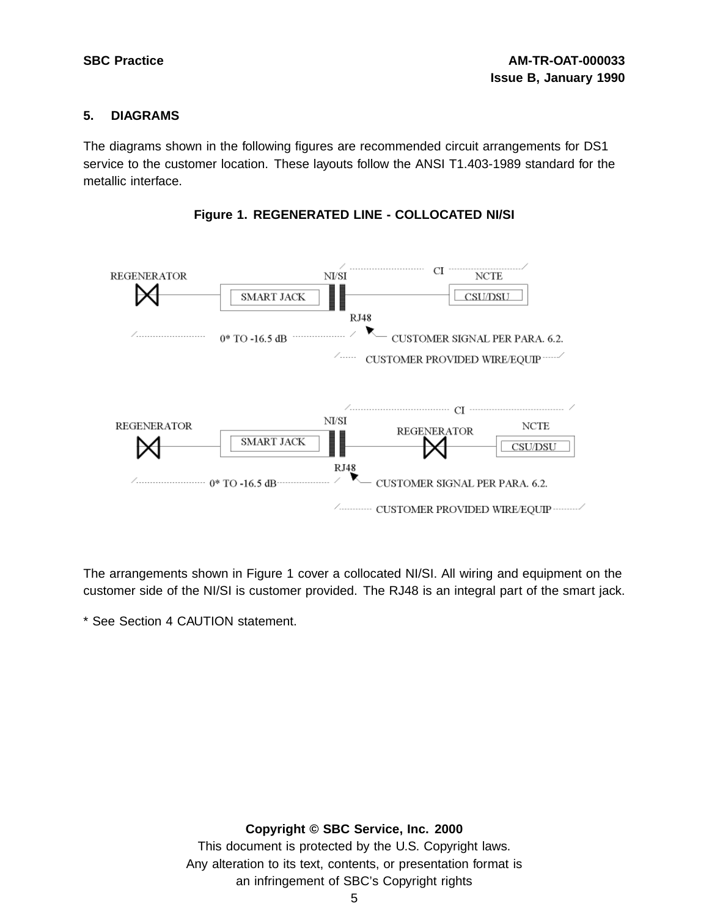## 5. DIAGRAMS

The diagrams shown in the following figures are recommended circuit arrangements for DS1 service to the customer location. These layouts follow the ANSI T1.403-1989 standard for the metallic interface.

**Figure 1. REGENERATED LINE - COLLOCATED NI/SI**

REGENERATOR — SMART JACK — NI/SI — CI — NCTE CSU/DSU

RJ48

0* TO -16.5 dB

CUSTOMER SIGNAL PER PARA. 6.2.

CUSTOMER PROVIDED WIRE/EQUIP

REGENERATOR — SMART JACK — NI/SI — CI — REGENERATOR — NCTE CSU/DSU

RJ48

0* TO -16.5 dB

CUSTOMER SIGNAL PER PARA. 6.2.

CUSTOMER PROVIDED WIRE/EQUIP

The arrangements shown in Figure 1 cover a collocated NI/SI. All wiring and equipment on the customer side of the NI/SI is customer provided. The RJ48 is an integral part of the smart jack.

* See Section 4 CAUTION statement.

**Copyright © SBC Service, Inc. 2000**

This document is protected by the U.S. Copyright laws.
Any alteration to its text, contents, or presentation format is an infringement of SBC's Copyright rights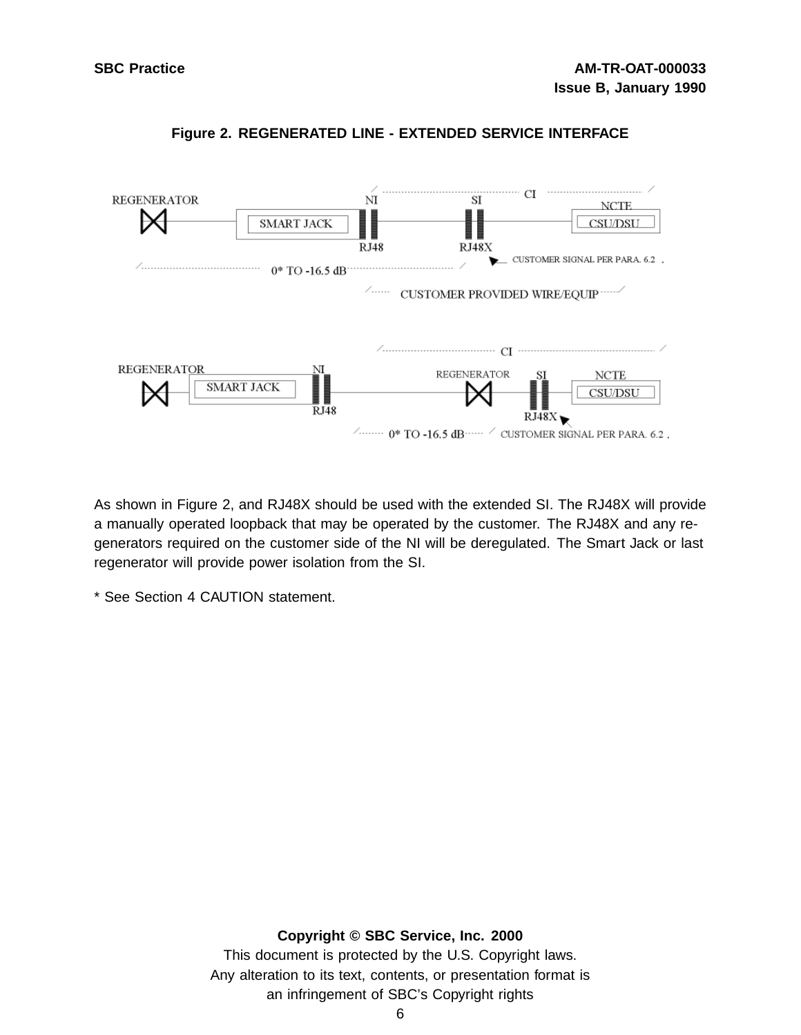**Figure 2. REGENERATED LINE - EXTENDED SERVICE INTERFACE**

REGENERATOR | SMART JACK | NI | RJ48 | SI | RJ48X | CI | NCTE | CSU/DSU

0* TO -16.5 dB | CUSTOMER SIGNAL PER PARA. 6.2 | CUSTOMER PROVIDED WIRE/EQUIP

REGENERATOR | SMART JACK | NI | RJ48 | REGENERATOR | SI | RJ48X | CI | NCTE | CSU/DSU

0* TO -16.5 dB | CUSTOMER SIGNAL PER PARA. 6.2

As shown in Figure 2, and RJ48X should be used with the extended SI. The RJ48X will provide a manually operated loopback that may be operated by the customer. The RJ48X and any re-generators required on the customer side of the NI will be deregulated. The Smart Jack or last regenerator will provide power isolation from the SI.

* See Section 4 CAUTION statement.

**Copyright © SBC Service, Inc. 2000**
This document is protected by the U.S. Copyright laws.
Any alteration to its text, contents, or presentation format is an infringement of SBC's Copyright rights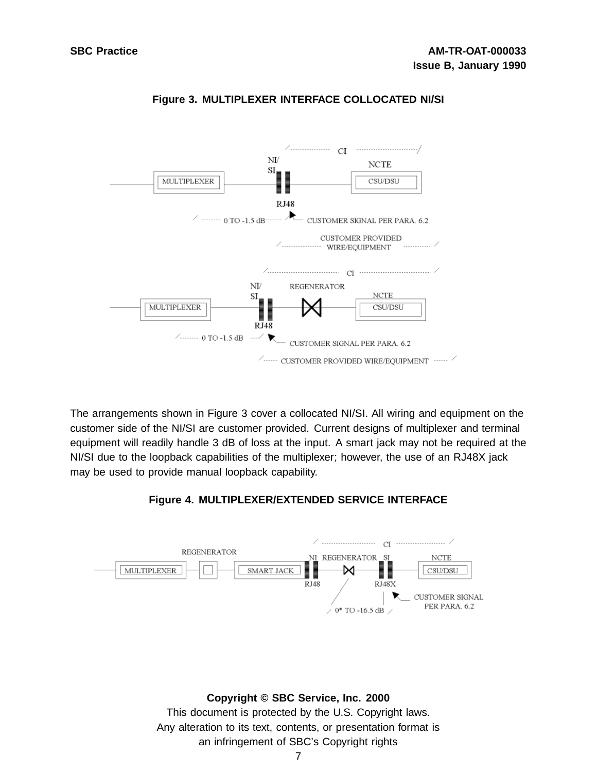**Figure 3. MULTIPLEXER INTERFACE COLLOCATED NI/SI**

The arrangements shown in Figure 3 cover a collocated NI/SI. All wiring and equipment on the customer side of the NI/SI are customer provided. Current designs of multiplexer and terminal equipment will readily handle 3 dB of loss at the input. A smart jack may not be required at the NI/SI due to the loopback capabilities of the multiplexer; however, the use of an RJ48X jack may be used to provide manual loopback capability.

**Figure 4. MULTIPLEXER/EXTENDED SERVICE INTERFACE**

**Copyright © SBC Service, Inc. 2000**

This document is protected by the U.S. Copyright laws.
Any alteration to its text, contents, or presentation format is an infringement of SBC's Copyright rights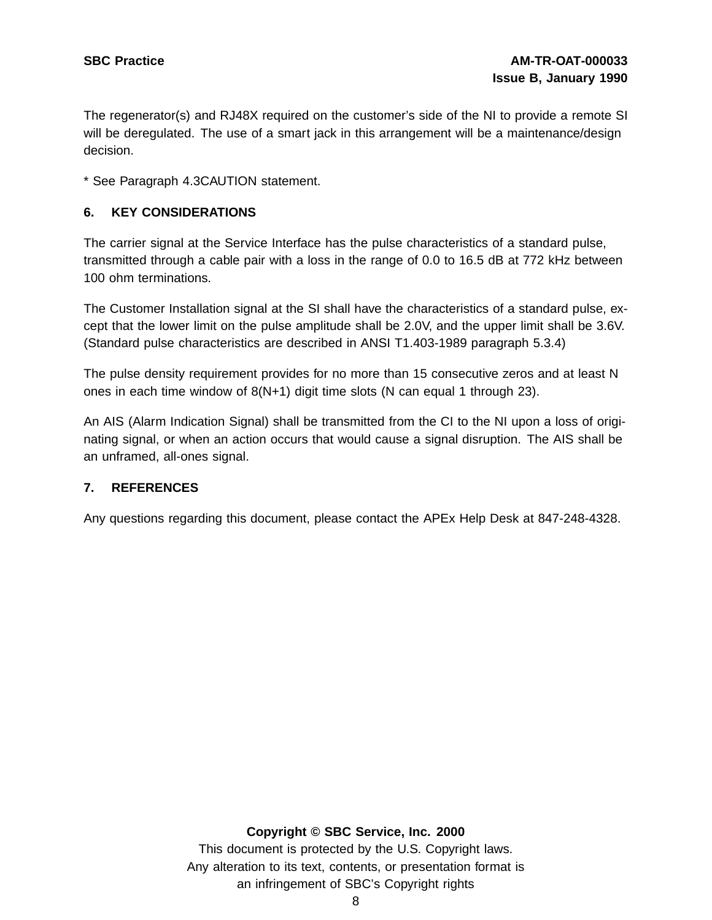The regenerator(s) and RJ48X required on the customer's side of the NI to provide a remote SI will be deregulated. The use of a smart jack in this arrangement will be a maintenance/design decision.

* See Paragraph 4.3CAUTION statement.

## 6. KEY CONSIDERATIONS

The carrier signal at the Service Interface has the pulse characteristics of a standard pulse, transmitted through a cable pair with a loss in the range of 0.0 to 16.5 dB at 772 kHz between 100 ohm terminations.

The Customer Installation signal at the SI shall have the characteristics of a standard pulse, except that the lower limit on the pulse amplitude shall be 2.0V, and the upper limit shall be 3.6V. (Standard pulse characteristics are described in ANSI T1.403-1989 paragraph 5.3.4)

The pulse density requirement provides for no more than 15 consecutive zeros and at least N ones in each time window of 8(N+1) digit time slots (N can equal 1 through 23).

An AIS (Alarm Indication Signal) shall be transmitted from the CI to the NI upon a loss of originating signal, or when an action occurs that would cause a signal disruption. The AIS shall be an unframed, all-ones signal.

## 7. REFERENCES

Any questions regarding this document, please contact the APEx Help Desk at 847-248-4328.

**Copyright © SBC Service, Inc. 2000**

This document is protected by the U.S. Copyright laws.
Any alteration to its text, contents, or presentation format is
an infringement of SBC's Copyright rights